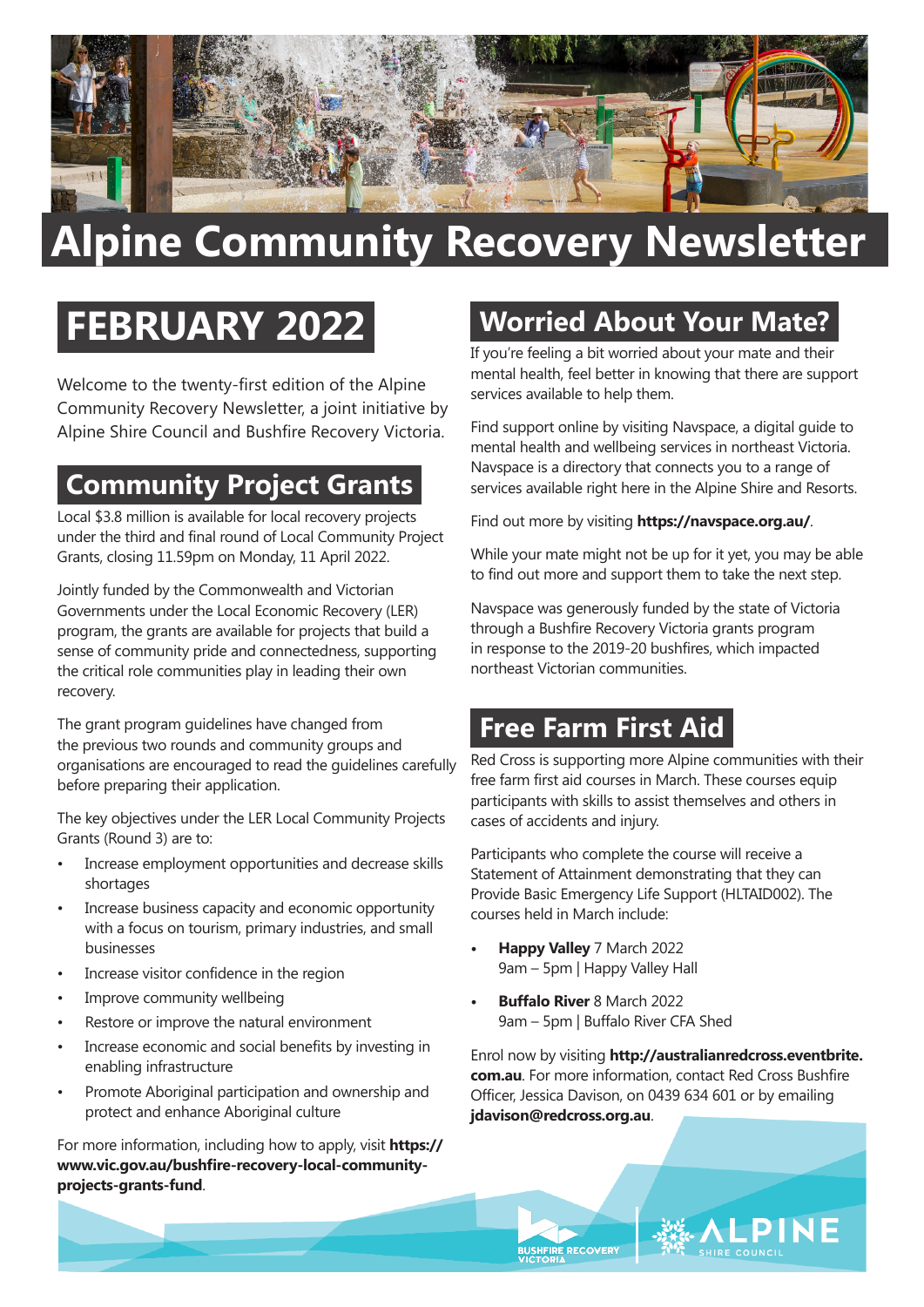# Alpine Community Recovery Newsletter

## FEBRUARY 2022

Welcome to the twenty-first edition of the Alpine Community Recovery Newsletter, a joint initiative by Alpine Shire Council and Bushfire Recovery Victoria.

## Community Project Grants

Local $3.8 million is available for local recovery projects under the third and final round of Local Community Project Grants, closing 11.59pm on Monday, 11 April 2022.

Jointly funded by the Commonwealth and Victorian Governments under the Local Economic Recovery (LER) program, the grants are available for projects that build a sense of community pride and connectedness, supporting the critical role communities play in leading their own recovery.

The grant program guidelines have changed from the previous two rounds and community groups and organisations are encouraged to read the guidelines carefully before preparing their application.

The key objectives under the LER Local Community Projects Grants (Round 3) are to:

- Increase employment opportunities and decrease skills shortages
- Increase business capacity and economic opportunity with a focus on tourism, primary industries, and small businesses
- Increase visitor confidence in the region
- Improve community wellbeing
- Restore or improve the natural environment
- Increase economic and social benefits by investing in enabling infrastructure
- Promote Aboriginal participation and ownership and protect and enhance Aboriginal culture

For more information, including how to apply, visit **https://www.vic.gov.au/bushfire-recovery-local-community-projects-grants-fund**.

## Worried About Your Mate?

If you're feeling a bit worried about your mate and their mental health, feel better in knowing that there are support services available to help them.

Find support online by visiting Navspace, a digital guide to mental health and wellbeing services in northeast Victoria. Navspace is a directory that connects you to a range of services available right here in the Alpine Shire and Resorts.

Find out more by visiting **https://navspace.org.au/**.

While your mate might not be up for it yet, you may be able to find out more and support them to take the next step.

Navspace was generously funded by the state of Victoria through a Bushfire Recovery Victoria grants program in response to the 2019-20 bushfires, which impacted northeast Victorian communities.

## Free Farm First Aid

Red Cross is supporting more Alpine communities with their free farm first aid courses in March. These courses equip participants with skills to assist themselves and others in cases of accidents and injury.

Participants who complete the course will receive a Statement of Attainment demonstrating that they can Provide Basic Emergency Life Support (HLTAID002). The courses held in March include:

- **Happy Valley** 7 March 2022
  9am – 5pm | Happy Valley Hall
- **Buffalo River** 8 March 2022
  9am – 5pm | Buffalo River CFA Shed

Enrol now by visiting **http://australianredcross.eventbrite.com.au**. For more information, contact Red Cross Bushfire Officer, Jessica Davison, on 0439 634 601 or by emailing **jdavison@redcross.org.au**.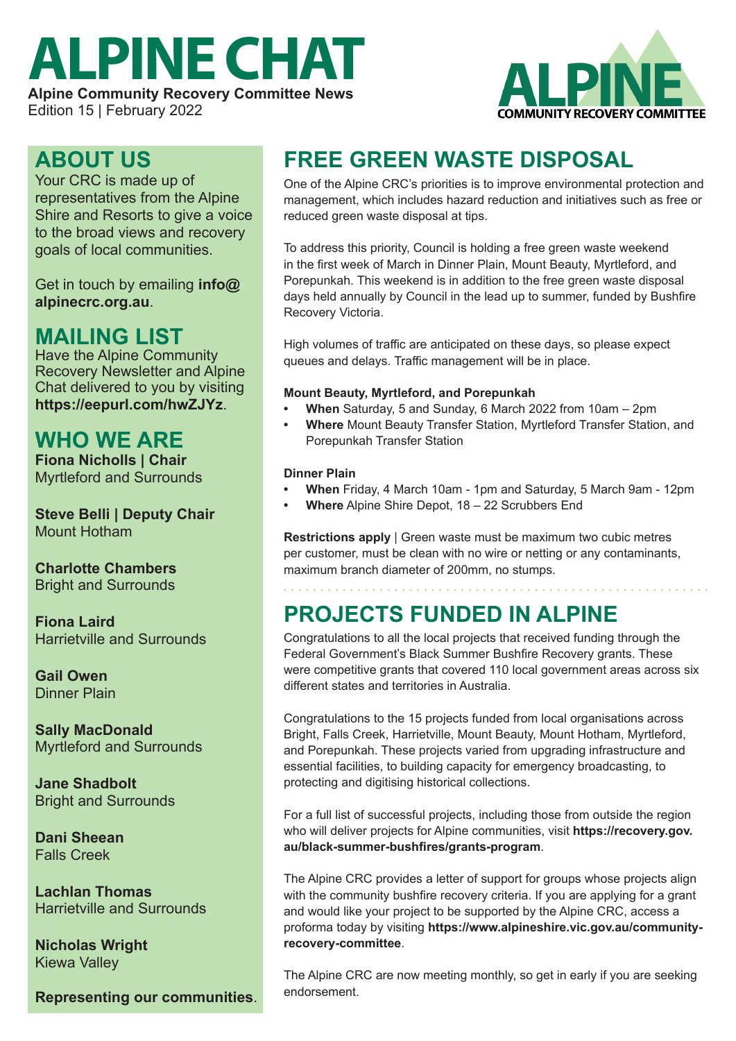# ALPINE CHAT

**Alpine Community Recovery Committee News**
Edition 15 | February 2022

## ABOUT US

Your CRC is made up of representatives from the Alpine Shire and Resorts to give a voice to the broad views and recovery goals of local communities.

Get in touch by emailing **info@alpinecrc.org.au**.

## MAILING LIST

Have the Alpine Community Recovery Newsletter and Alpine Chat delivered to you by visiting **https://eepurl.com/hwZJYz**.

## WHO WE ARE

**Fiona Nicholls | Chair**
Myrtleford and Surrounds

**Steve Belli | Deputy Chair**
Mount Hotham

**Charlotte Chambers**
Bright and Surrounds

**Fiona Laird**
Harrietville and Surrounds

**Gail Owen**
Dinner Plain

**Sally MacDonald**
Myrtleford and Surrounds

**Jane Shadbolt**
Bright and Surrounds

**Dani Sheean**
Falls Creek

**Lachlan Thomas**
Harrietville and Surrounds

**Nicholas Wright**
Kiewa Valley

**Representing our communities**.

## FREE GREEN WASTE DISPOSAL

One of the Alpine CRC's priorities is to improve environmental protection and management, which includes hazard reduction and initiatives such as free or reduced green waste disposal at tips.

To address this priority, Council is holding a free green waste weekend in the first week of March in Dinner Plain, Mount Beauty, Myrtleford, and Porepunkah. This weekend is in addition to the free green waste disposal days held annually by Council in the lead up to summer, funded by Bushfire Recovery Victoria.

High volumes of traffic are anticipated on these days, so please expect queues and delays. Traffic management will be in place.

**Mount Beauty, Myrtleford, and Porepunkah**

- **When** Saturday, 5 and Sunday, 6 March 2022 from 10am – 2pm
- **Where** Mount Beauty Transfer Station, Myrtleford Transfer Station, and Porepunkah Transfer Station

**Dinner Plain**

- **When** Friday, 4 March 10am - 1pm and Saturday, 5 March 9am - 12pm
- **Where** Alpine Shire Depot, 18 – 22 Scrubbers End

**Restrictions apply** | Green waste must be maximum two cubic metres per customer, must be clean with no wire or netting or any contaminants, maximum branch diameter of 200mm, no stumps.

## PROJECTS FUNDED IN ALPINE

Congratulations to all the local projects that received funding through the Federal Government's Black Summer Bushfire Recovery grants. These were competitive grants that covered 110 local government areas across six different states and territories in Australia.

Congratulations to the 15 projects funded from local organisations across Bright, Falls Creek, Harrietville, Mount Beauty, Mount Hotham, Myrtleford, and Porepunkah. These projects varied from upgrading infrastructure and essential facilities, to building capacity for emergency broadcasting, to protecting and digitising historical collections.

For a full list of successful projects, including those from outside the region who will deliver projects for Alpine communities, visit **https://recovery.gov.au/black-summer-bushfires/grants-program**.

The Alpine CRC provides a letter of support for groups whose projects align with the community bushfire recovery criteria. If you are applying for a grant and would like your project to be supported by the Alpine CRC, access a proforma today by visiting **https://www.alpineshire.vic.gov.au/community-recovery-committee**.

The Alpine CRC are now meeting monthly, so get in early if you are seeking endorsement.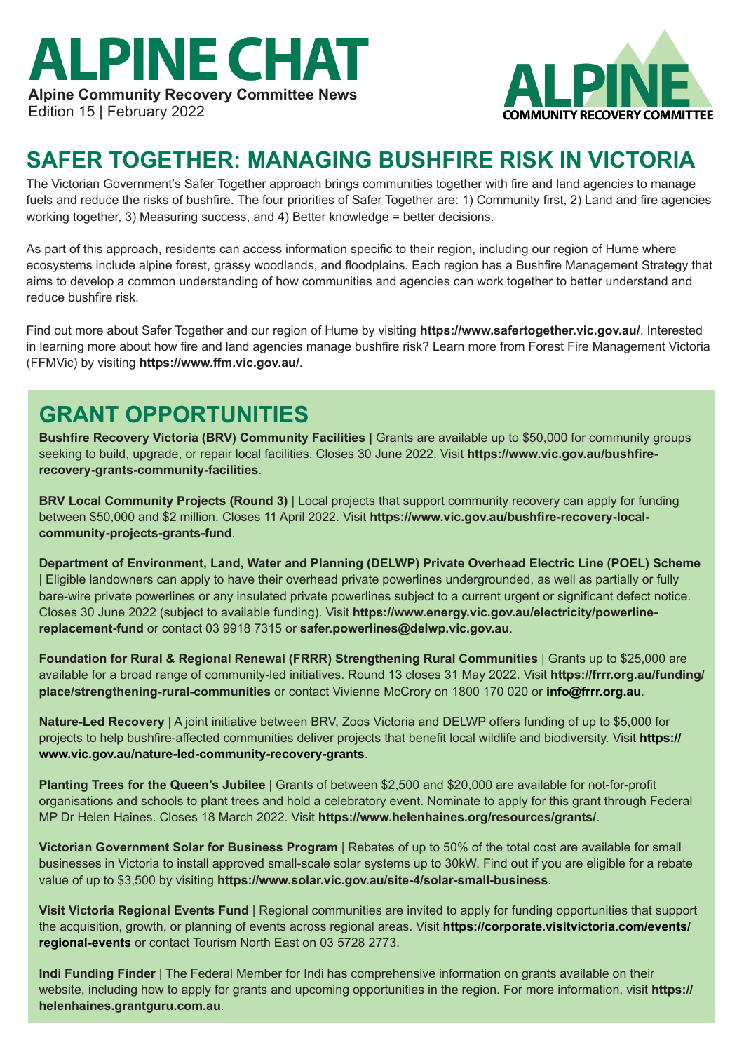# ALPINE CHAT

**Alpine Community Recovery Committee News**

Edition 15 | February 2022

ALPINE COMMUNITY RECOVERY COMMITTEE

## SAFER TOGETHER: MANAGING BUSHFIRE RISK IN VICTORIA

The Victorian Government's Safer Together approach brings communities together with fire and land agencies to manage fuels and reduce the risks of bushfire. The four priorities of Safer Together are: 1) Community first, 2) Land and fire agencies working together, 3) Measuring success, and 4) Better knowledge = better decisions.

As part of this approach, residents can access information specific to their region, including our region of Hume where ecosystems include alpine forest, grassy woodlands, and floodplains. Each region has a Bushfire Management Strategy that aims to develop a common understanding of how communities and agencies can work together to better understand and reduce bushfire risk.

Find out more about Safer Together and our region of Hume by visiting **https://www.safertogether.vic.gov.au/**. Interested in learning more about how fire and land agencies manage bushfire risk? Learn more from Forest Fire Management Victoria (FFMVic) by visiting **https://www.ffm.vic.gov.au/**.

## GRANT OPPORTUNITIES

**Bushfire Recovery Victoria (BRV) Community Facilities |** Grants are available up to $50,000 for community groups seeking to build, upgrade, or repair local facilities. Closes 30 June 2022. Visit **https://www.vic.gov.au/bushfire-recovery-grants-community-facilities**.

**BRV Local Community Projects (Round 3)** | Local projects that support community recovery can apply for funding between $50,000 and $2 million. Closes 11 April 2022. Visit **https://www.vic.gov.au/bushfire-recovery-local-community-projects-grants-fund**.

**Department of Environment, Land, Water and Planning (DELWP) Private Overhead Electric Line (POEL) Scheme** | Eligible landowners can apply to have their overhead private powerlines undergrounded, as well as partially or fully bare-wire private powerlines or any insulated private powerlines subject to a current urgent or significant defect notice. Closes 30 June 2022 (subject to available funding). Visit **https://www.energy.vic.gov.au/electricity/powerline-replacement-fund** or contact 03 9918 7315 or **safer.powerlines@delwp.vic.gov.au**.

**Foundation for Rural & Regional Renewal (FRRR) Strengthening Rural Communities** | Grants up to $25,000 are available for a broad range of community-led initiatives. Round 13 closes 31 May 2022. Visit **https://frrr.org.au/funding/place/strengthening-rural-communities** or contact Vivienne McCrory on 1800 170 020 or **info@frrr.org.au**.

**Nature-Led Recovery** | A joint initiative between BRV, Zoos Victoria and DELWP offers funding of up to $5,000 for projects to help bushfire-affected communities deliver projects that benefit local wildlife and biodiversity. Visit **https://www.vic.gov.au/nature-led-community-recovery-grants**.

**Planting Trees for the Queen's Jubilee** | Grants of between $2,500 and $20,000 are available for not-for-profit organisations and schools to plant trees and hold a celebratory event. Nominate to apply for this grant through Federal MP Dr Helen Haines. Closes 18 March 2022. Visit **https://www.helenhaines.org/resources/grants/**.

**Victorian Government Solar for Business Program** | Rebates of up to 50% of the total cost are available for small businesses in Victoria to install approved small-scale solar systems up to 30kW. Find out if you are eligible for a rebate value of up to $3,500 by visiting **https://www.solar.vic.gov.au/site-4/solar-small-business**.

**Visit Victoria Regional Events Fund** | Regional communities are invited to apply for funding opportunities that support the acquisition, growth, or planning of events across regional areas. Visit **https://corporate.visitvictoria.com/events/regional-events** or contact Tourism North East on 03 5728 2773.

**Indi Funding Finder** | The Federal Member for Indi has comprehensive information on grants available on their website, including how to apply for grants and upcoming opportunities in the region. For more information, visit **https://helenhaines.grantguru.com.au**.